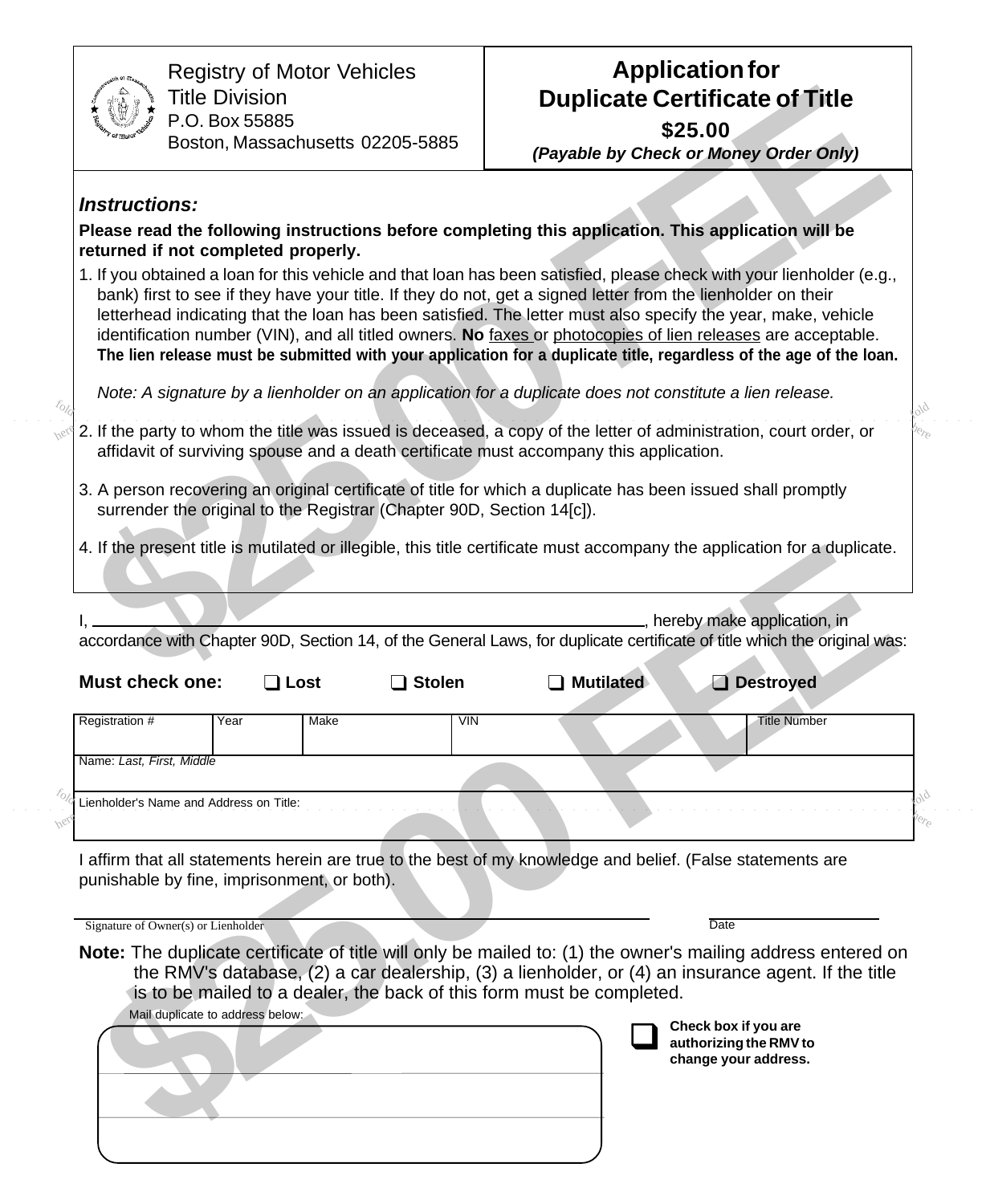Registry of Motor Vehicles
Title Division
P.O. Box 55885
Boston, Massachusetts 02205-5885

# Application for Duplicate Certificate of Title

**$25.00**

***(Payable by Check or Money Order Only)***

### *Instructions:*

**Please read the following instructions before completing this application. This application will be returned if not completed properly.**

1. If you obtained a loan for this vehicle and that loan has been satisfied, please check with your lienholder (e.g., bank) first to see if they have your title. If they do not, get a signed letter from the lienholder on their letterhead indicating that the loan has been satisfied. The letter must also specify the year, make, vehicle identification number (VIN), and all titled owners. **No** faxes or photocopies of lien releases are acceptable. **The lien release must be submitted with your application for a duplicate title, regardless of the age of the loan.**

   *Note: A signature by a lienholder on an application for a duplicate does not constitute a lien release.*

2. If the party to whom the title was issued is deceased, a copy of the letter of administration, court order, or affidavit of surviving spouse and a death certificate must accompany this application.

3. A person recovering an original certificate of title for which a duplicate has been issued shall promptly surrender the original to the Registrar (Chapter 90D, Section 14[c]).

4. If the present title is mutilated or illegible, this title certificate must accompany the application for a duplicate.

I, ______________________________, hereby make application, in accordance with Chapter 90D, Section 14, of the General Laws, for duplicate certificate of title which the original was:

**Must check one:** ❑ **Lost** ❑ **Stolen** ❑ **Mutilated** ❑ **Destroyed**

| Registration # | Year | Make | VIN | Title Number |
|---|---|---|---|---|
| | | | | |
| Name: *Last, First, Middle* | | | | |
| Lienholder's Name and Address on Title: | | | | |

I affirm that all statements herein are true to the best of my knowledge and belief. (False statements are punishable by fine, imprisonment, or both).

______________________________ Signature of Owner(s) or Lienholder

______________ Date

**Note:** The duplicate certificate of title will only be mailed to: (1) the owner's mailing address entered on the RMV's database, (2) a car dealership, (3) a lienholder, or (4) an insurance agent. If the title is to be mailed to a dealer, the back of this form must be completed.

Mail duplicate to address below:

______________________________

______________________________

______________________________

❑ **Check box if you are authorizing the RMV to change your address.**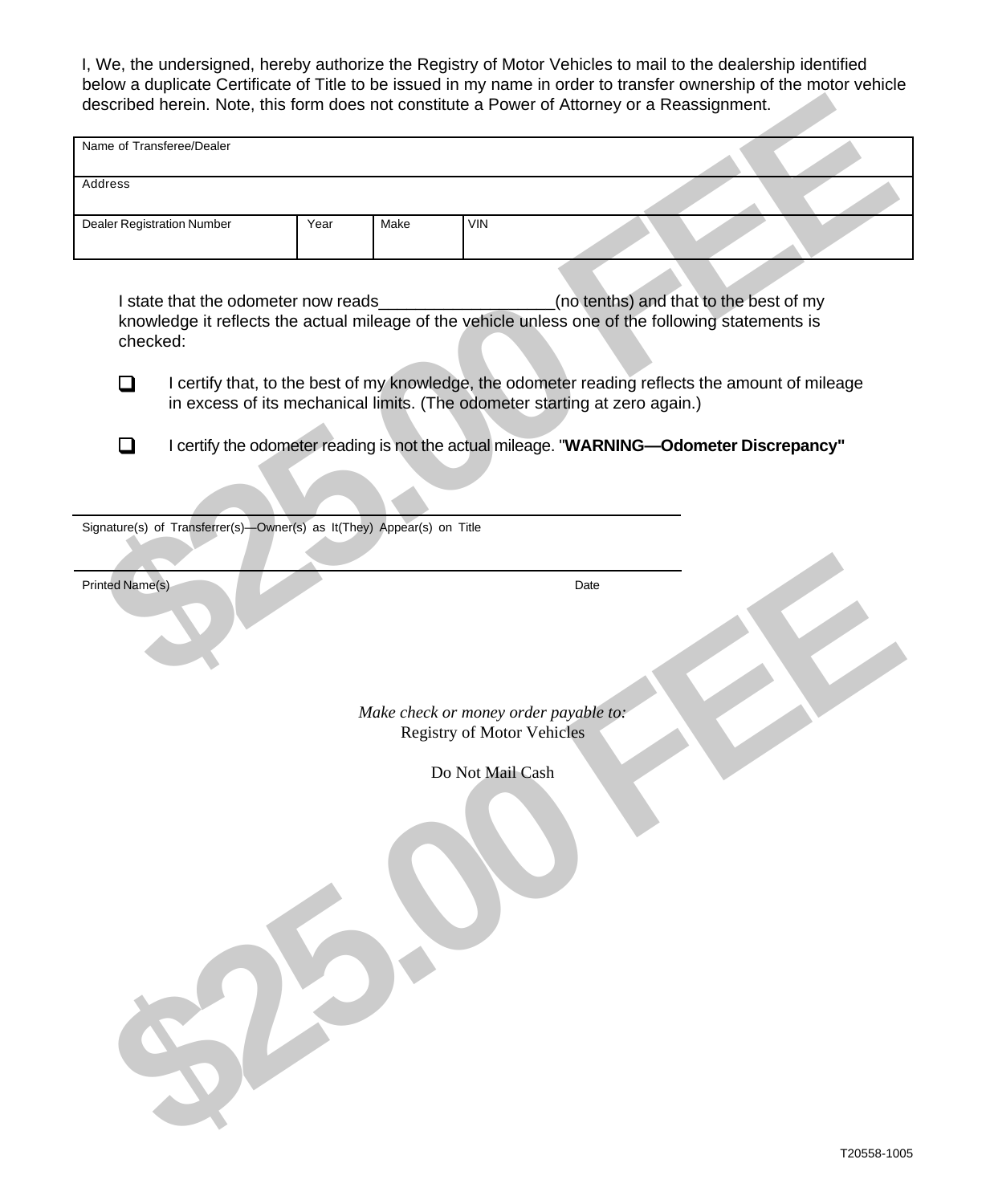I, We, the undersigned, hereby authorize the Registry of Motor Vehicles to mail to the dealership identified below a duplicate Certificate of Title to be issued in my name in order to transfer ownership of the motor vehicle described herein. Note, this form does not constitute a Power of Attorney or a Reassignment.

| | | | |
|---|---|---|---|
| Name of Transferee/Dealer | | | |
| Address | | | |
| Dealer Registration Number | Year | Make | VIN |

I state that the odometer now reads__________________(no tenths) and that to the best of my knowledge it reflects the actual mileage of the vehicle unless one of the following statements is checked:

- ☐ I certify that, to the best of my knowledge, the odometer reading reflects the amount of mileage in excess of its mechanical limits. (The odometer starting at zero again.)
- ☐ I certify the odometer reading is not the actual mileage. "**WARNING—Odometer Discrepancy"**

_______________________________________________

Signature(s) of Transferrer(s)—Owner(s) as It(They) Appear(s) on Title

_______________________________________________

Printed Name(s) Date

*Make check or money order payable to:*
Registry of Motor Vehicles

Do Not Mail Cash

$25.00 FEE

$25.00 FEE

T20558-1005